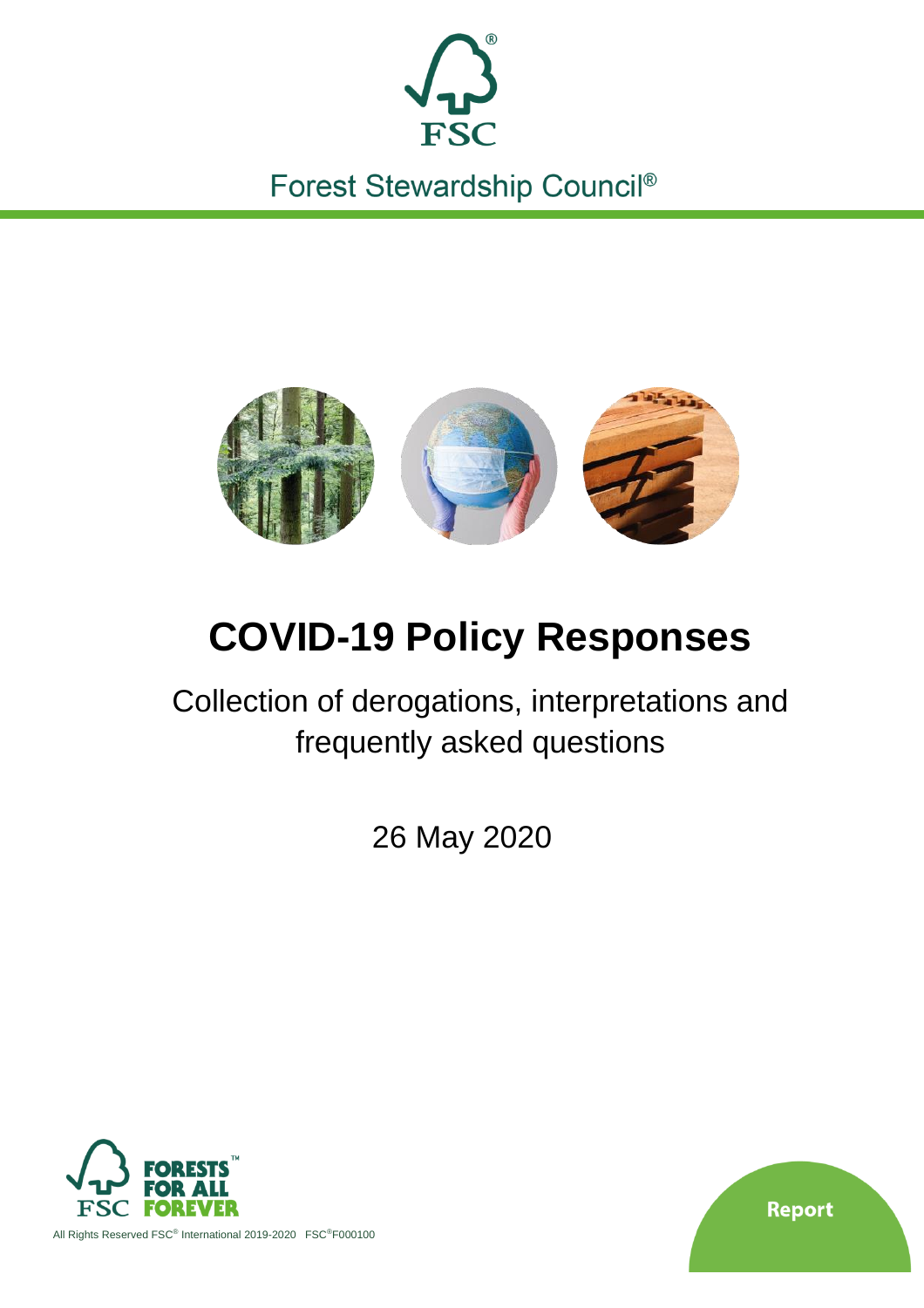FSC

Forest Stewardship Council®

# COVID-19 Policy Responses

Collection of derogations, interpretations and frequently asked questions

26 May 2020

FORESTS FOR ALL FOREVER

All Rights Reserved FSC® International 2019-2020 FSC®F000100

Report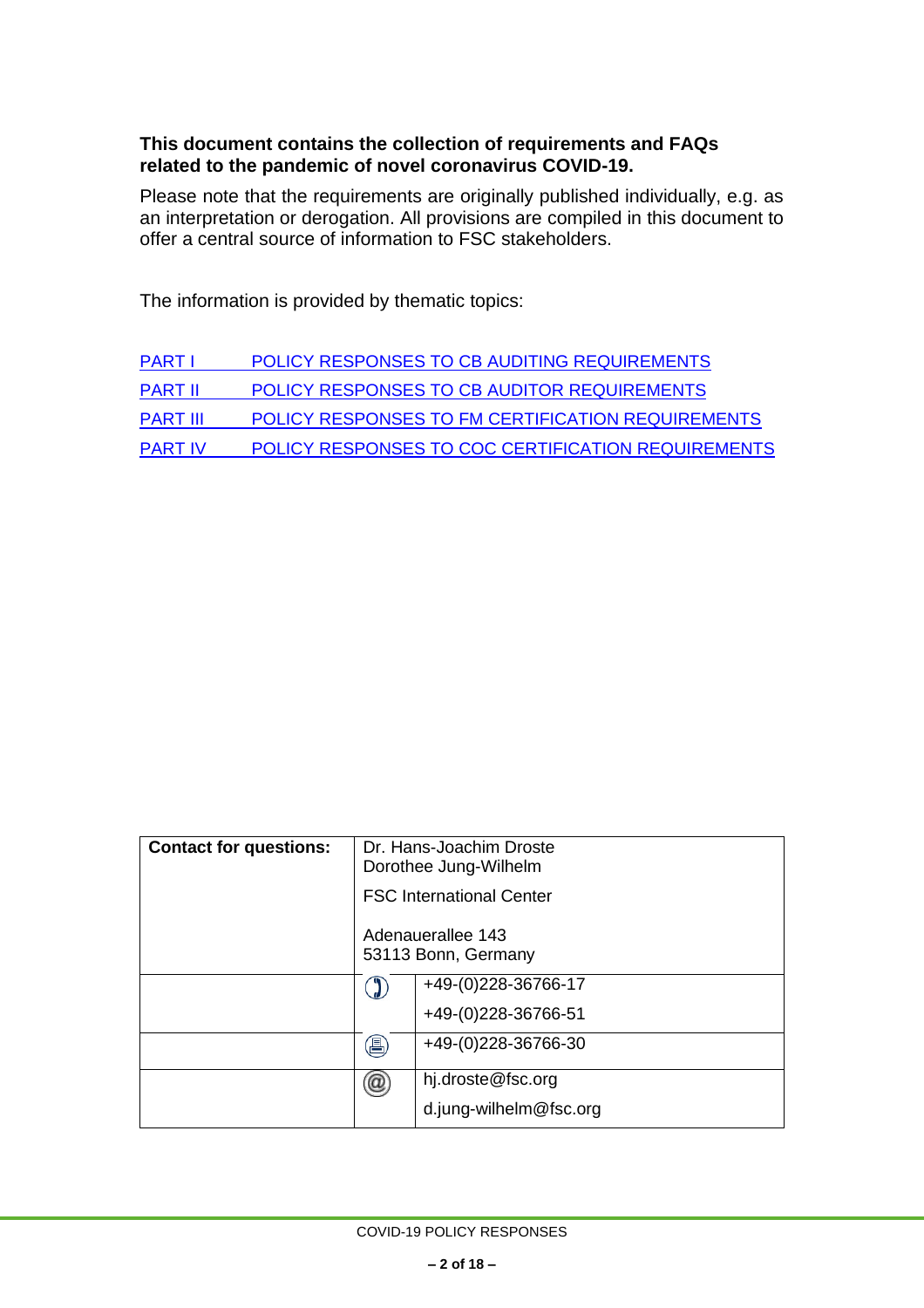**This document contains the collection of requirements and FAQs related to the pandemic of novel coronavirus COVID-19.**

Please note that the requirements are originally published individually, e.g. as an interpretation or derogation. All provisions are compiled in this document to offer a central source of information to FSC stakeholders.

The information is provided by thematic topics:

PART I POLICY RESPONSES TO CB AUDITING REQUIREMENTS

PART II POLICY RESPONSES TO CB AUDITOR REQUIREMENTS

PART III POLICY RESPONSES TO FM CERTIFICATION REQUIREMENTS

PART IV POLICY RESPONSES TO COC CERTIFICATION REQUIREMENTS

| **Contact for questions:** | Dr. Hans-Joachim Droste<br>Dorothee Jung-Wilhelm<br>FSC International Center<br><br>Adenauerallee 143<br>53113 Bonn, Germany | |
|---|---|---|
| | ☎ | +49-(0)228-36766-17<br>+49-(0)228-36766-51 |
| | 🖷 | +49-(0)228-36766-30 |
| | @ | hj.droste@fsc.org<br>d.jung-wilhelm@fsc.org |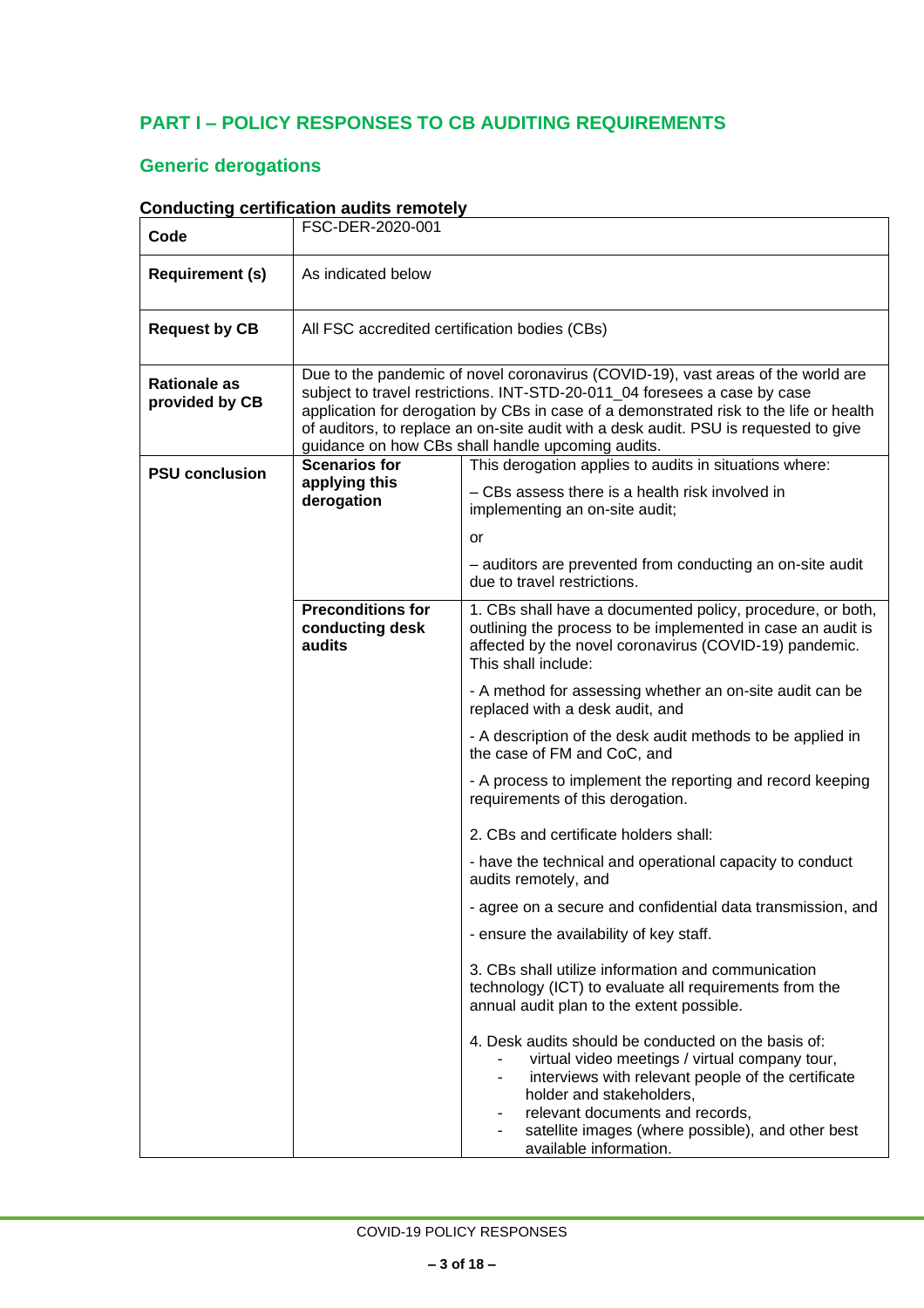## PART I – POLICY RESPONSES TO CB AUDITING REQUIREMENTS

### Generic derogations

#### Conducting certification audits remotely

| Code | FSC-DER-2020-001 | |
|---|---|---|
| **Requirement (s)** | As indicated below | |
| **Request by CB** | All FSC accredited certification bodies (CBs) | |
| **Rationale as provided by CB** | Due to the pandemic of novel coronavirus (COVID-19), vast areas of the world are subject to travel restrictions. INT-STD-20-011_04 foresees a case by case application for derogation by CBs in case of a demonstrated risk to the life or health of auditors, to replace an on-site audit with a desk audit. PSU is requested to give guidance on how CBs shall handle upcoming audits. | |
| **PSU conclusion** | **Scenarios for applying this derogation** | This derogation applies to audits in situations where:<br><br>– CBs assess there is a health risk involved in implementing an on-site audit;<br><br>or<br><br>– auditors are prevented from conducting an on-site audit due to travel restrictions. |
| | **Preconditions for conducting desk audits** | 1. CBs shall have a documented policy, procedure, or both, outlining the process to be implemented in case an audit is affected by the novel coronavirus (COVID-19) pandemic. This shall include:<br><br>- A method for assessing whether an on-site audit can be replaced with a desk audit, and<br><br>- A description of the desk audit methods to be applied in the case of FM and CoC, and<br><br>- A process to implement the reporting and record keeping requirements of this derogation.<br><br>2. CBs and certificate holders shall:<br><br>- have the technical and operational capacity to conduct audits remotely, and<br><br>- agree on a secure and confidential data transmission, and<br><br>- ensure the availability of key staff.<br><br>3. CBs shall utilize information and communication technology (ICT) to evaluate all requirements from the annual audit plan to the extent possible.<br><br>4. Desk audits should be conducted on the basis of:<br>- virtual video meetings / virtual company tour,<br>- interviews with relevant people of the certificate holder and stakeholders,<br>- relevant documents and records,<br>- satellite images (where possible), and other best available information. |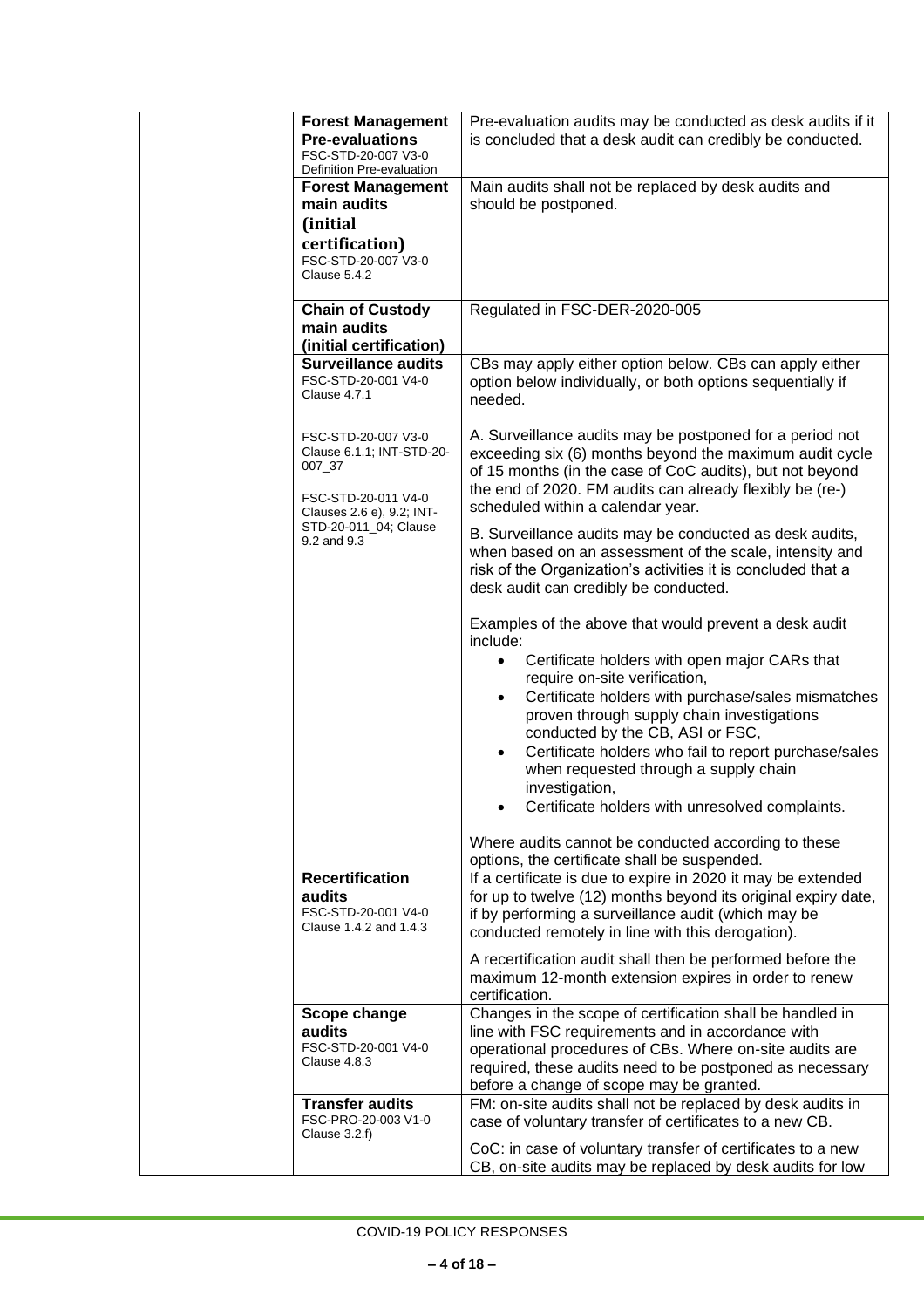| | | |
|---|---|---|
| | **Forest Management Pre-evaluations** FSC-STD-20-007 V3-0 Definition Pre-evaluation | Pre-evaluation audits may be conducted as desk audits if it is concluded that a desk audit can credibly be conducted. |
| | **Forest Management main audits (initial certification)** FSC-STD-20-007 V3-0 Clause 5.4.2 | Main audits shall not be replaced by desk audits and should be postponed. |
| | **Chain of Custody main audits (initial certification)** | Regulated in FSC-DER-2020-005 |
| | **Surveillance audits** FSC-STD-20-001 V4-0 Clause 4.7.1<br><br>FSC-STD-20-007 V3-0 Clause 6.1.1; INT-STD-20-007_37<br><br>FSC-STD-20-011 V4-0 Clauses 2.6 e), 9.2; INT-STD-20-011_04; Clause 9.2 and 9.3 | CBs may apply either option below. CBs can apply either option below individually, or both options sequentially if needed.<br><br>A. Surveillance audits may be postponed for a period not exceeding six (6) months beyond the maximum audit cycle of 15 months (in the case of CoC audits), but not beyond the end of 2020. FM audits can already flexibly be (re-) scheduled within a calendar year.<br><br>B. Surveillance audits may be conducted as desk audits, when based on an assessment of the scale, intensity and risk of the Organization's activities it is concluded that a desk audit can credibly be conducted.<br><br>Examples of the above that would prevent a desk audit include:<br>• Certificate holders with open major CARs that require on-site verification,<br>• Certificate holders with purchase/sales mismatches proven through supply chain investigations conducted by the CB, ASI or FSC,<br>• Certificate holders who fail to report purchase/sales when requested through a supply chain investigation,<br>• Certificate holders with unresolved complaints.<br><br>Where audits cannot be conducted according to these options, the certificate shall be suspended. |
| | **Recertification audits** FSC-STD-20-001 V4-0 Clause 1.4.2 and 1.4.3 | If a certificate is due to expire in 2020 it may be extended for up to twelve (12) months beyond its original expiry date, if by performing a surveillance audit (which may be conducted remotely in line with this derogation).<br><br>A recertification audit shall then be performed before the maximum 12-month extension expires in order to renew certification. |
| | **Scope change audits** FSC-STD-20-001 V4-0 Clause 4.8.3 | Changes in the scope of certification shall be handled in line with FSC requirements and in accordance with operational procedures of CBs. Where on-site audits are required, these audits need to be postponed as necessary before a change of scope may be granted. |
| | **Transfer audits** FSC-PRO-20-003 V1-0 Clause 3.2.f) | FM: on-site audits shall not be replaced by desk audits in case of voluntary transfer of certificates to a new CB.<br><br>CoC: in case of voluntary transfer of certificates to a new CB, on-site audits may be replaced by desk audits for low |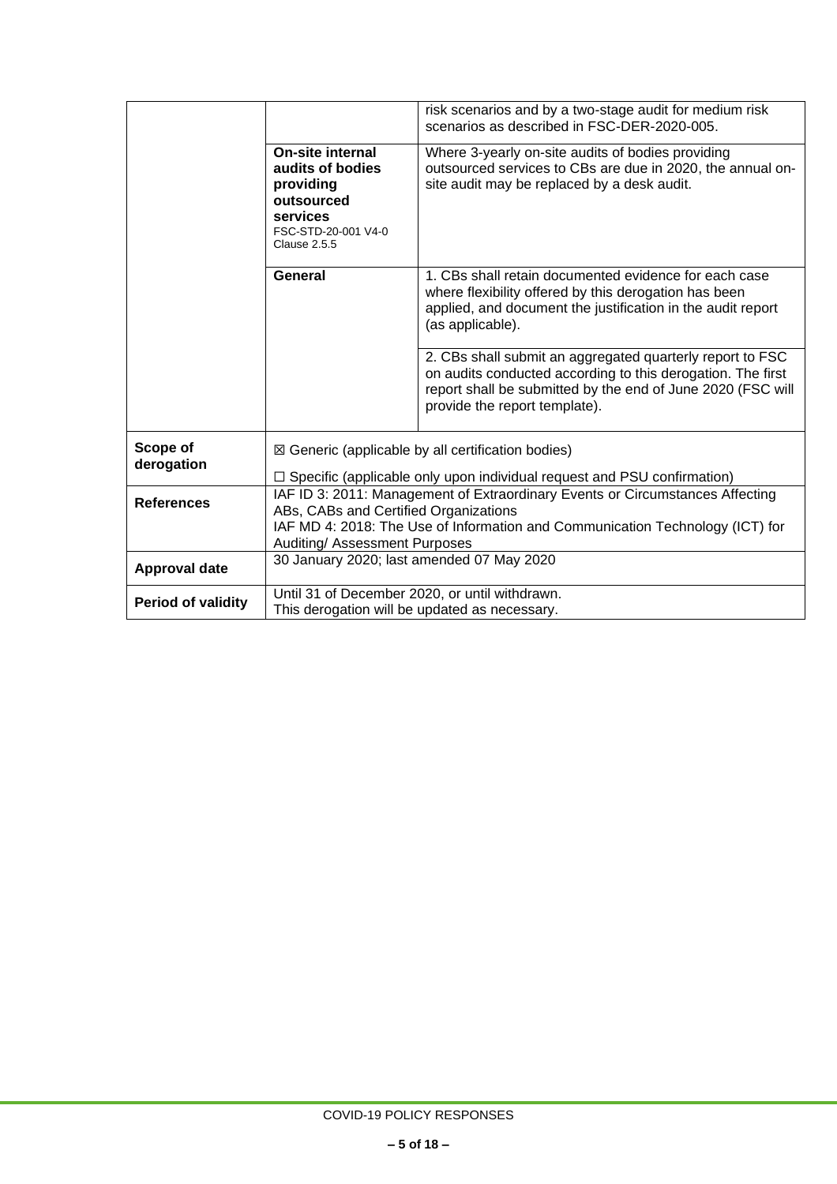| | | |
|---|---|---|
| | | risk scenarios and by a two-stage audit for medium risk scenarios as described in FSC-DER-2020-005. |
| | **On-site internal audits of bodies providing outsourced services** FSC-STD-20-001 V4-0 Clause 2.5.5 | Where 3-yearly on-site audits of bodies providing outsourced services to CBs are due in 2020, the annual on-site audit may be replaced by a desk audit. |
| | **General** | 1. CBs shall retain documented evidence for each case where flexibility offered by this derogation has been applied, and document the justification in the audit report (as applicable). |
| | | 2. CBs shall submit an aggregated quarterly report to FSC on audits conducted according to this derogation. The first report shall be submitted by the end of June 2020 (FSC will provide the report template). |
| **Scope of derogation** | ☒ Generic (applicable by all certification bodies)<br>☐ Specific (applicable only upon individual request and PSU confirmation) | |
| **References** | IAF ID 3: 2011: Management of Extraordinary Events or Circumstances Affecting ABs, CABs and Certified Organizations<br>IAF MD 4: 2018: The Use of Information and Communication Technology (ICT) for Auditing/ Assessment Purposes | |
| **Approval date** | 30 January 2020; last amended 07 May 2020 | |
| **Period of validity** | Until 31 of December 2020, or until withdrawn.<br>This derogation will be updated as necessary. | |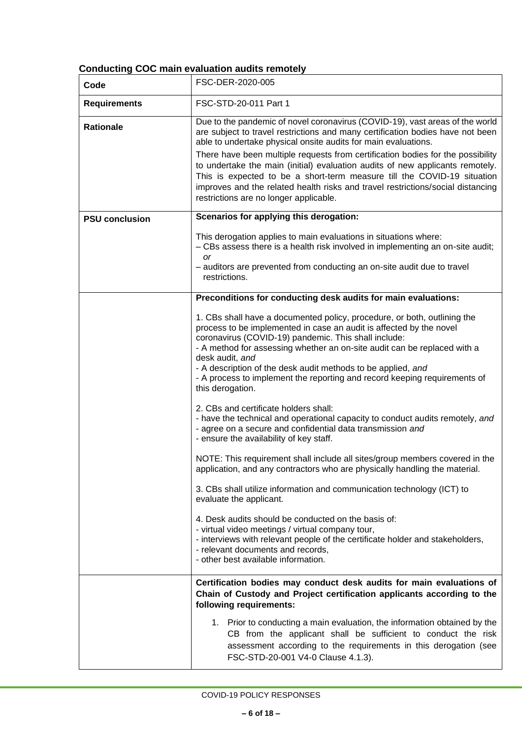**Conducting COC main evaluation audits remotely**

| **Code** | FSC-DER-2020-005 |
|---|---|
| **Requirements** | FSC-STD-20-011 Part 1 |
| **Rationale** | Due to the pandemic of novel coronavirus (COVID-19), vast areas of the world are subject to travel restrictions and many certification bodies have not been able to undertake physical onsite audits for main evaluations.<br><br>There have been multiple requests from certification bodies for the possibility to undertake the main (initial) evaluation audits of new applicants remotely. This is expected to be a short-term measure till the COVID-19 situation improves and the related health risks and travel restrictions/social distancing restrictions are no longer applicable. |
| **PSU conclusion** | **Scenarios for applying this derogation:**<br><br>This derogation applies to main evaluations in situations where:<br>– CBs assess there is a health risk involved in implementing an on-site audit; *or*<br>– auditors are prevented from conducting an on-site audit due to travel restrictions. |
| | **Preconditions for conducting desk audits for main evaluations:**<br><br>1. CBs shall have a documented policy, procedure, or both, outlining the process to be implemented in case an audit is affected by the novel coronavirus (COVID-19) pandemic. This shall include:<br>- A method for assessing whether an on-site audit can be replaced with a desk audit, *and*<br>- A description of the desk audit methods to be applied, *and*<br>- A process to implement the reporting and record keeping requirements of this derogation.<br><br>2. CBs and certificate holders shall:<br>- have the technical and operational capacity to conduct audits remotely, *and*<br>- agree on a secure and confidential data transmission *and*<br>- ensure the availability of key staff.<br><br>NOTE: This requirement shall include all sites/group members covered in the application, and any contractors who are physically handling the material.<br><br>3. CBs shall utilize information and communication technology (ICT) to evaluate the applicant.<br><br>4. Desk audits should be conducted on the basis of:<br>- virtual video meetings / virtual company tour,<br>- interviews with relevant people of the certificate holder and stakeholders,<br>- relevant documents and records,<br>- other best available information. |
| | **Certification bodies may conduct desk audits for main evaluations of Chain of Custody and Project certification applicants according to the following requirements:**<br><br>1. Prior to conducting a main evaluation, the information obtained by the CB from the applicant shall be sufficient to conduct the risk assessment according to the requirements in this derogation (see FSC-STD-20-001 V4-0 Clause 4.1.3). |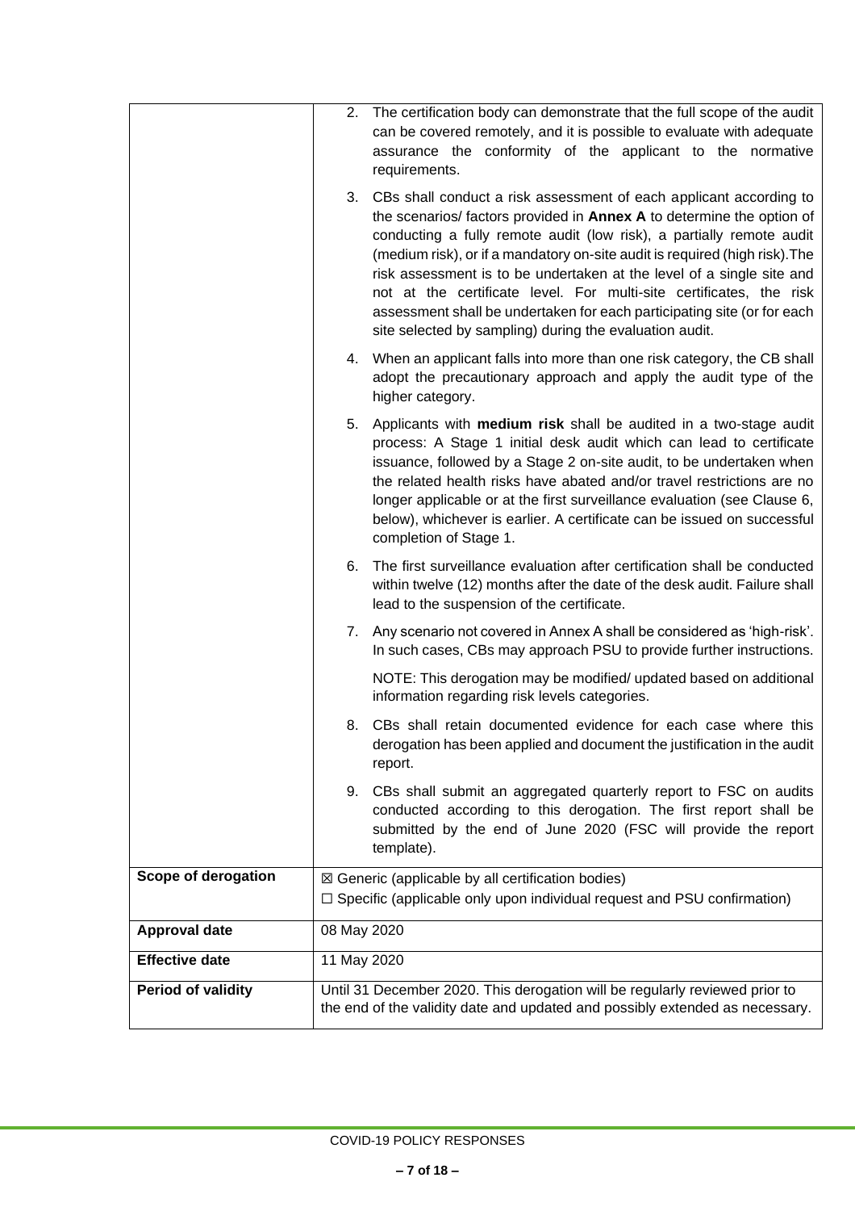| | |
|---|---|
| | 2. The certification body can demonstrate that the full scope of the audit can be covered remotely, and it is possible to evaluate with adequate assurance the conformity of the applicant to the normative requirements.<br><br>3. CBs shall conduct a risk assessment of each applicant according to the scenarios/ factors provided in **Annex A** to determine the option of conducting a fully remote audit (low risk), a partially remote audit (medium risk), or if a mandatory on-site audit is required (high risk).The risk assessment is to be undertaken at the level of a single site and not at the certificate level. For multi-site certificates, the risk assessment shall be undertaken for each participating site (or for each site selected by sampling) during the evaluation audit.<br><br>4. When an applicant falls into more than one risk category, the CB shall adopt the precautionary approach and apply the audit type of the higher category.<br><br>5. Applicants with **medium risk** shall be audited in a two-stage audit process: A Stage 1 initial desk audit which can lead to certificate issuance, followed by a Stage 2 on-site audit, to be undertaken when the related health risks have abated and/or travel restrictions are no longer applicable or at the first surveillance evaluation (see Clause 6, below), whichever is earlier. A certificate can be issued on successful completion of Stage 1.<br><br>6. The first surveillance evaluation after certification shall be conducted within twelve (12) months after the date of the desk audit. Failure shall lead to the suspension of the certificate.<br><br>7. Any scenario not covered in Annex A shall be considered as 'high-risk'. In such cases, CBs may approach PSU to provide further instructions.<br><br>NOTE: This derogation may be modified/ updated based on additional information regarding risk levels categories.<br><br>8. CBs shall retain documented evidence for each case where this derogation has been applied and document the justification in the audit report.<br><br>9. CBs shall submit an aggregated quarterly report to FSC on audits conducted according to this derogation. The first report shall be submitted by the end of June 2020 (FSC will provide the report template). |
| **Scope of derogation** | ☒ Generic (applicable by all certification bodies)<br>☐ Specific (applicable only upon individual request and PSU confirmation) |
| **Approval date** | 08 May 2020 |
| **Effective date** | 11 May 2020 |
| **Period of validity** | Until 31 December 2020. This derogation will be regularly reviewed prior to the end of the validity date and updated and possibly extended as necessary. |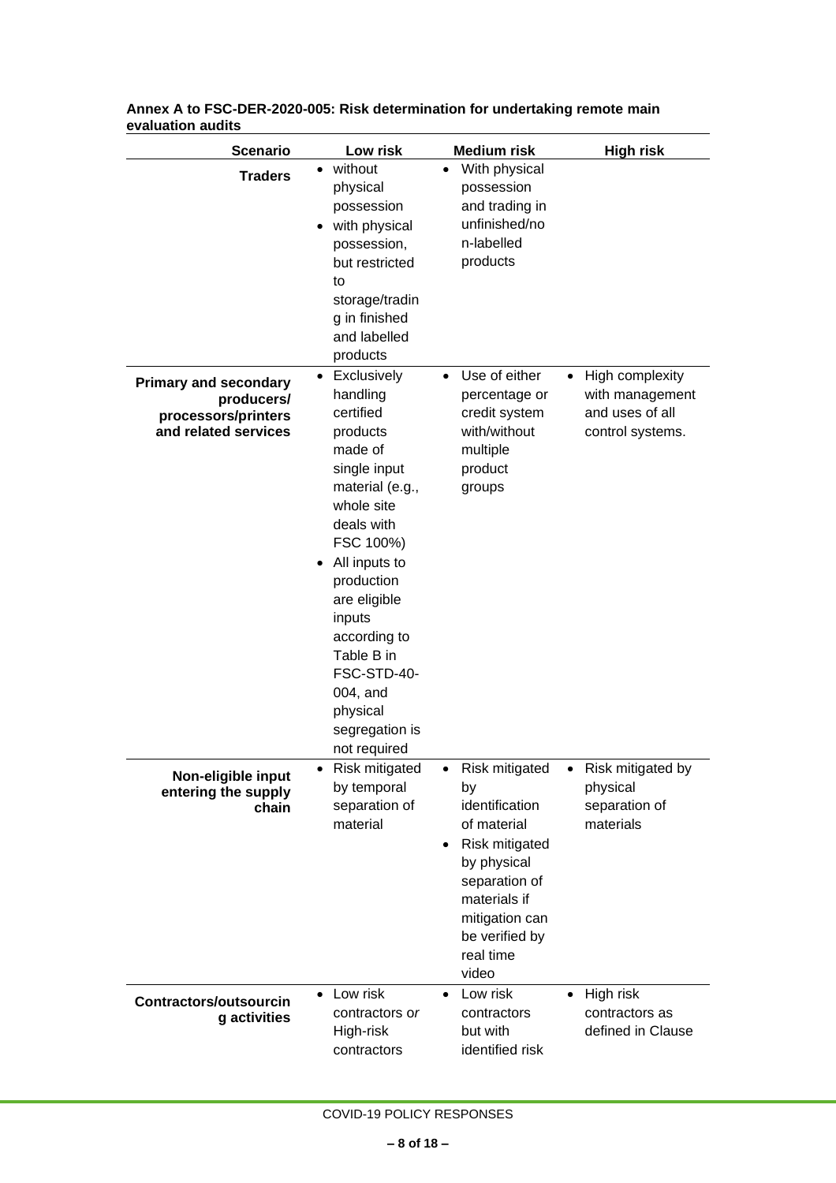**Annex A to FSC-DER-2020-005: Risk determination for undertaking remote main evaluation audits**

| Scenario | Low risk | Medium risk | High risk |
|---|---|---|---|
| **Traders** | • without physical possession<br>• with physical possession, but restricted to storage/trading in finished and labelled products | • With physical possession and trading in unfinished/non-labelled products | |
| **Primary and secondary producers/ processors/printers and related services** | • Exclusively handling certified products made of single input material (e.g., whole site deals with FSC 100%)<br>• All inputs to production are eligible inputs according to Table B in FSC-STD-40-004, and physical segregation is not required | • Use of either percentage or credit system with/without multiple product groups | • High complexity with management and uses of all control systems. |
| **Non-eligible input entering the supply chain** | • Risk mitigated by temporal separation of material | • Risk mitigated by identification of material<br>• Risk mitigated by physical separation of materials if mitigation can be verified by real time video | • Risk mitigated by physical separation of materials |
| **Contractors/outsourcing activities** | • Low risk contractors *or* High-risk contractors | • Low risk contractors but with identified risk | • High risk contractors as defined in Clause |

COVID-19 POLICY RESPONSES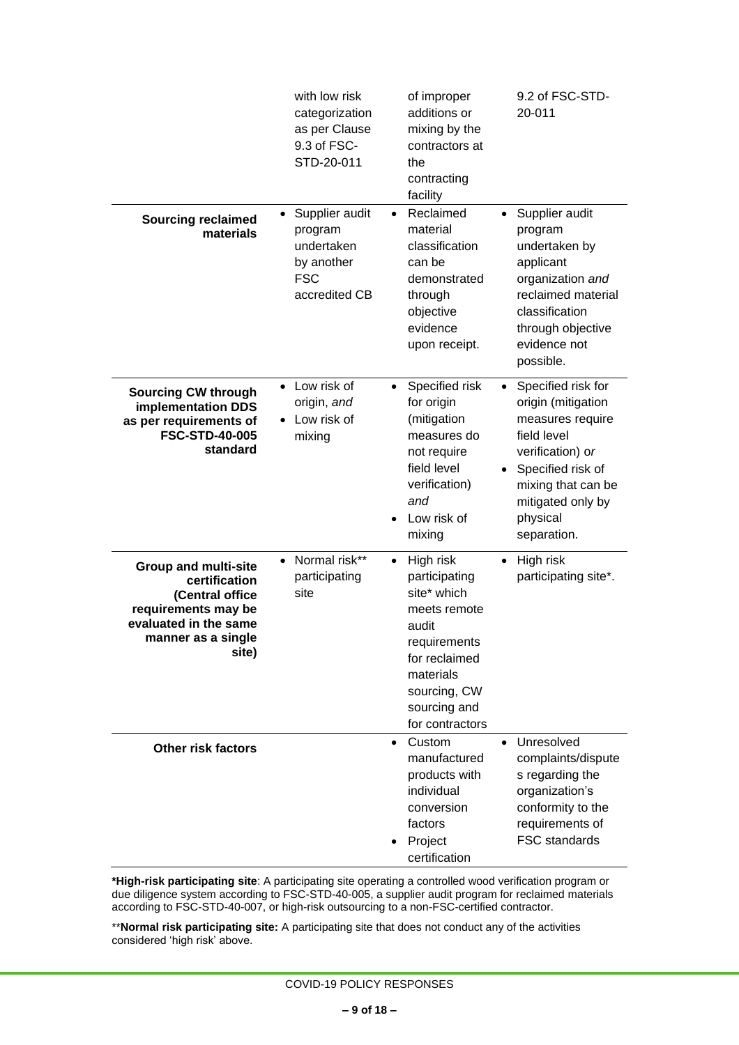| | | | |
|---|---|---|---|
| | with low risk categorization as per Clause 9.3 of FSC-STD-20-011 | of improper additions or mixing by the contractors at the contracting facility | 9.2 of FSC-STD-20-011 |
| **Sourcing reclaimed materials** | • Supplier audit program undertaken by another FSC accredited CB | • Reclaimed material classification can be demonstrated through objective evidence upon receipt. | • Supplier audit program undertaken by applicant organization *and* reclaimed material classification through objective evidence not possible. |
| **Sourcing CW through implementation DDS as per requirements of FSC-STD-40-005 standard** | • Low risk of origin, *and*<br>• Low risk of mixing | • Specified risk for origin (mitigation measures do not require field level verification) *and*<br>• Low risk of mixing | • Specified risk for origin (mitigation measures require field level verification) *or*<br>• Specified risk of mixing that can be mitigated only by physical separation. |
| **Group and multi-site certification (Central office requirements may be evaluated in the same manner as a single site)** | • Normal risk** participating site | • High risk participating site* which meets remote audit requirements for reclaimed materials sourcing, CW sourcing and for contractors | • High risk participating site*. |
| **Other risk factors** | | • Custom manufactured products with individual conversion factors<br>• Project certification | • Unresolved complaints/disputes regarding the organization's conformity to the requirements of FSC standards |

***High-risk participating site**: A participating site operating a controlled wood verification program or due diligence system according to FSC-STD-40-005, a supplier audit program for reclaimed materials according to FSC-STD-40-007, or high-risk outsourcing to a non-FSC-certified contractor.

****Normal risk participating site:** A participating site that does not conduct any of the activities considered 'high risk' above.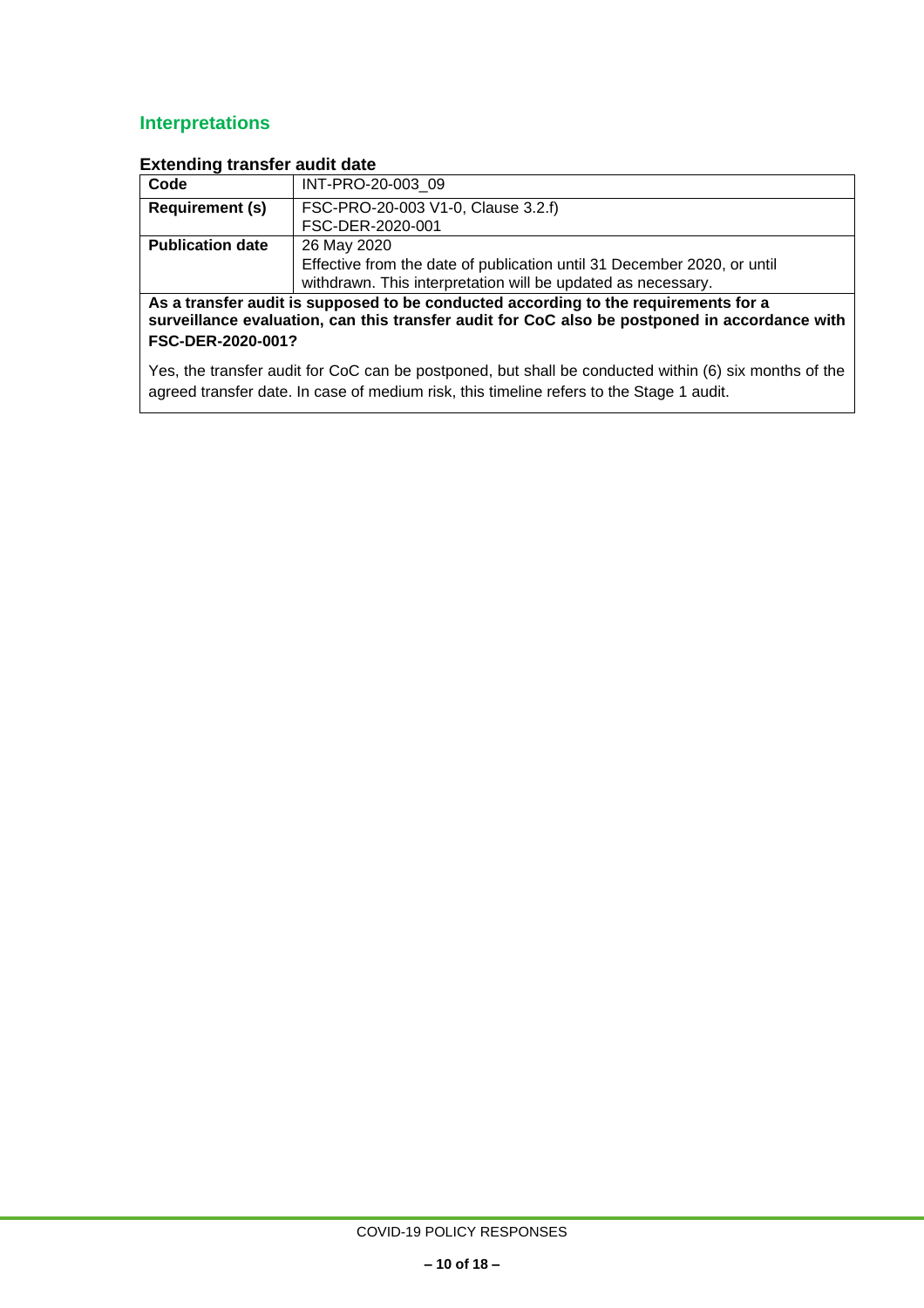## Interpretations

### Extending transfer audit date

| Code | INT-PRO-20-003_09 |
| --- | --- |
| **Requirement (s)** | FSC-PRO-20-003 V1-0, Clause 3.2.f)<br>FSC-DER-2020-001 |
| **Publication date** | 26 May 2020<br>Effective from the date of publication until 31 December 2020, or until withdrawn. This interpretation will be updated as necessary. |

**As a transfer audit is supposed to be conducted according to the requirements for a surveillance evaluation, can this transfer audit for CoC also be postponed in accordance with FSC-DER-2020-001?**

Yes, the transfer audit for CoC can be postponed, but shall be conducted within (6) six months of the agreed transfer date. In case of medium risk, this timeline refers to the Stage 1 audit.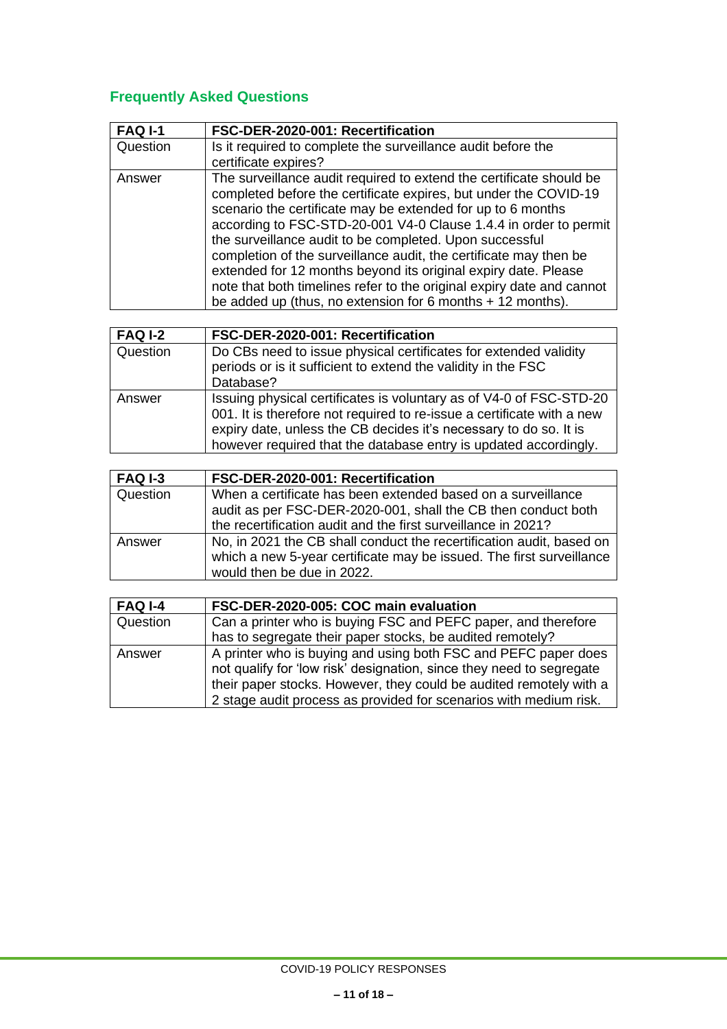## Frequently Asked Questions

| FAQ I-1 | FSC-DER-2020-001: Recertification |
|---|---|
| Question | Is it required to complete the surveillance audit before the certificate expires? |
| Answer | The surveillance audit required to extend the certificate should be completed before the certificate expires, but under the COVID-19 scenario the certificate may be extended for up to 6 months according to FSC-STD-20-001 V4-0 Clause 1.4.4 in order to permit the surveillance audit to be completed. Upon successful completion of the surveillance audit, the certificate may then be extended for 12 months beyond its original expiry date. Please note that both timelines refer to the original expiry date and cannot be added up (thus, no extension for 6 months + 12 months). |

| FAQ I-2 | FSC-DER-2020-001: Recertification |
|---|---|
| Question | Do CBs need to issue physical certificates for extended validity periods or is it sufficient to extend the validity in the FSC Database? |
| Answer | Issuing physical certificates is voluntary as of V4-0 of FSC-STD-20-001. It is therefore not required to re-issue a certificate with a new expiry date, unless the CB decides it's necessary to do so. It is however required that the database entry is updated accordingly. |

| FAQ I-3 | FSC-DER-2020-001: Recertification |
|---|---|
| Question | When a certificate has been extended based on a surveillance audit as per FSC-DER-2020-001, shall the CB then conduct both the recertification audit and the first surveillance in 2021? |
| Answer | No, in 2021 the CB shall conduct the recertification audit, based on which a new 5-year certificate may be issued. The first surveillance would then be due in 2022. |

| FAQ I-4 | FSC-DER-2020-005: COC main evaluation |
|---|---|
| Question | Can a printer who is buying FSC and PEFC paper, and therefore has to segregate their paper stocks, be audited remotely? |
| Answer | A printer who is buying and using both FSC and PEFC paper does not qualify for 'low risk' designation, since they need to segregate their paper stocks. However, they could be audited remotely with a 2 stage audit process as provided for scenarios with medium risk. |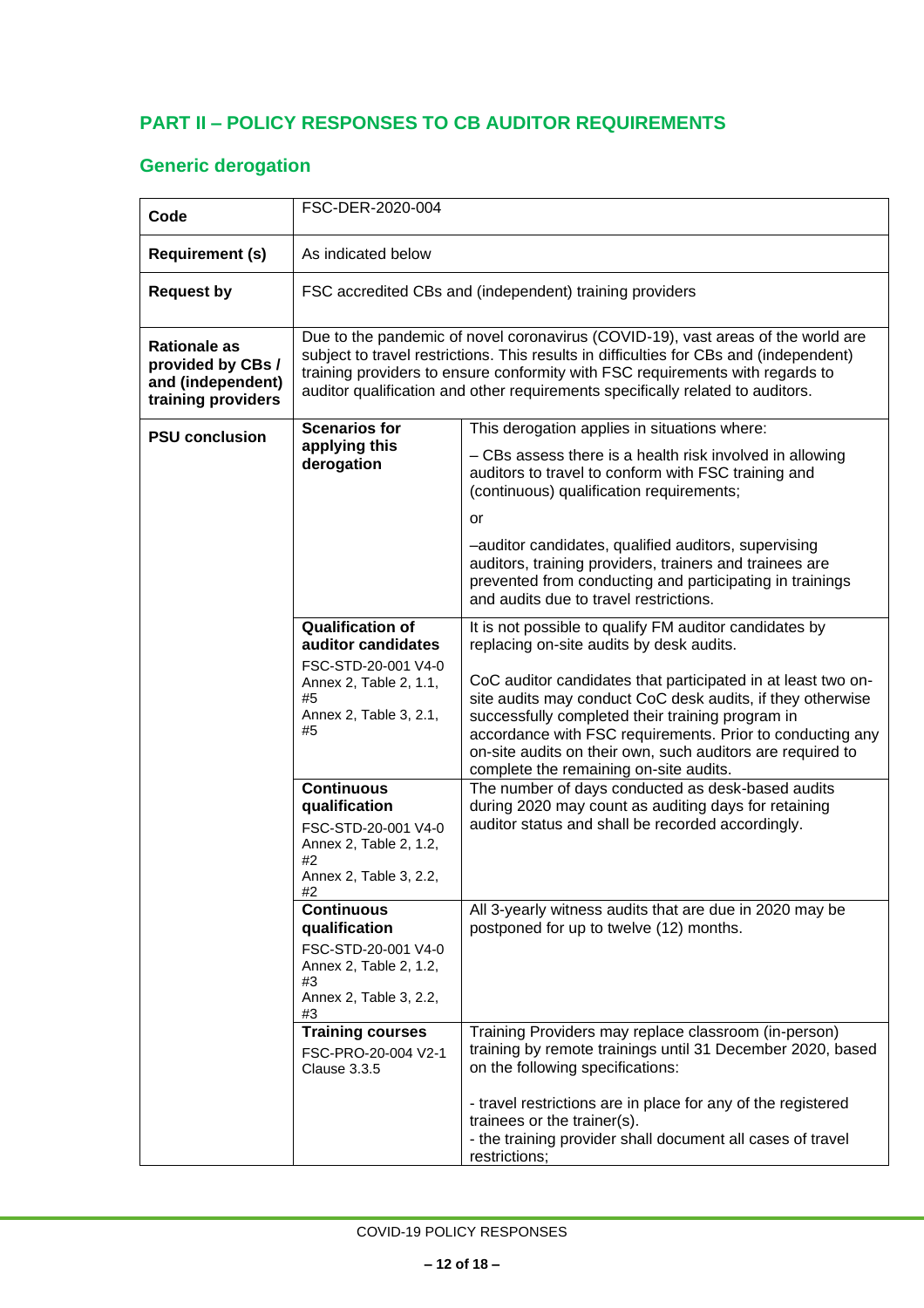## PART II – POLICY RESPONSES TO CB AUDITOR REQUIREMENTS

### Generic derogation

| Code | FSC-DER-2020-004 | |
|---|---|---|
| **Requirement (s)** | As indicated below | |
| **Request by** | FSC accredited CBs and (independent) training providers | |
| **Rationale as provided by CBs / and (independent) training providers** | Due to the pandemic of novel coronavirus (COVID-19), vast areas of the world are subject to travel restrictions. This results in difficulties for CBs and (independent) training providers to ensure conformity with FSC requirements with regards to auditor qualification and other requirements specifically related to auditors. | |
| **PSU conclusion** | **Scenarios for applying this derogation** | This derogation applies in situations where:<br><br>– CBs assess there is a health risk involved in allowing auditors to travel to conform with FSC training and (continuous) qualification requirements;<br><br>or<br><br>–auditor candidates, qualified auditors, supervising auditors, training providers, trainers and trainees are prevented from conducting and participating in trainings and audits due to travel restrictions. |
| | **Qualification of auditor candidates**<br>FSC-STD-20-001 V4-0 Annex 2, Table 2, 1.1, #5<br>Annex 2, Table 3, 2.1, #5 | It is not possible to qualify FM auditor candidates by replacing on-site audits by desk audits.<br><br>CoC auditor candidates that participated in at least two on-site audits may conduct CoC desk audits, if they otherwise successfully completed their training program in accordance with FSC requirements. Prior to conducting any on-site audits on their own, such auditors are required to complete the remaining on-site audits. |
| | **Continuous qualification**<br>FSC-STD-20-001 V4-0 Annex 2, Table 2, 1.2, #2<br>Annex 2, Table 3, 2.2, #2 | The number of days conducted as desk-based audits during 2020 may count as auditing days for retaining auditor status and shall be recorded accordingly. |
| | **Continuous qualification**<br>FSC-STD-20-001 V4-0 Annex 2, Table 2, 1.2, #3<br>Annex 2, Table 3, 2.2, #3 | All 3-yearly witness audits that are due in 2020 may be postponed for up to twelve (12) months. |
| | **Training courses**<br>FSC-PRO-20-004 V2-1 Clause 3.3.5 | Training Providers may replace classroom (in-person) training by remote trainings until 31 December 2020, based on the following specifications:<br><br>- travel restrictions are in place for any of the registered trainees or the trainer(s).<br>- the training provider shall document all cases of travel restrictions; |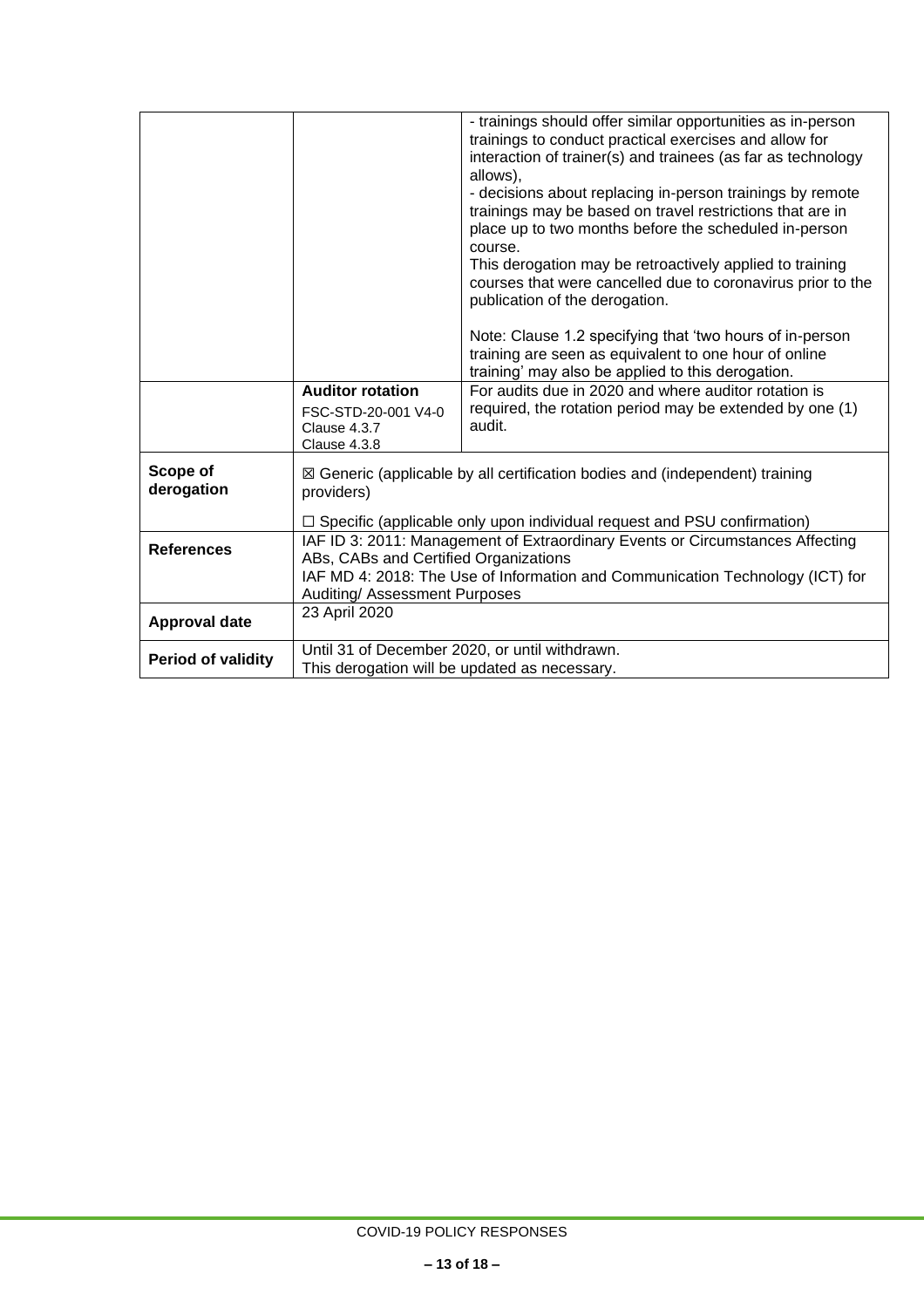| | | |
|---|---|---|
| | | - trainings should offer similar opportunities as in-person trainings to conduct practical exercises and allow for interaction of trainer(s) and trainees (as far as technology allows),<br>- decisions about replacing in-person trainings by remote trainings may be based on travel restrictions that are in place up to two months before the scheduled in-person course.<br>This derogation may be retroactively applied to training courses that were cancelled due to coronavirus prior to the publication of the derogation.<br><br>Note: Clause 1.2 specifying that 'two hours of in-person training are seen as equivalent to one hour of online training' may also be applied to this derogation. |
| | **Auditor rotation**<br>FSC-STD-20-001 V4-0<br>Clause 4.3.7<br>Clause 4.3.8 | For audits due in 2020 and where auditor rotation is required, the rotation period may be extended by one (1) audit. |
| **Scope of derogation** | ☒ Generic (applicable by all certification bodies and (independent) training providers)<br><br>☐ Specific (applicable only upon individual request and PSU confirmation) | |
| **References** | IAF ID 3: 2011: Management of Extraordinary Events or Circumstances Affecting ABs, CABs and Certified Organizations<br>IAF MD 4: 2018: The Use of Information and Communication Technology (ICT) for Auditing/ Assessment Purposes | |
| **Approval date** | 23 April 2020 | |
| **Period of validity** | Until 31 of December 2020, or until withdrawn.<br>This derogation will be updated as necessary. | |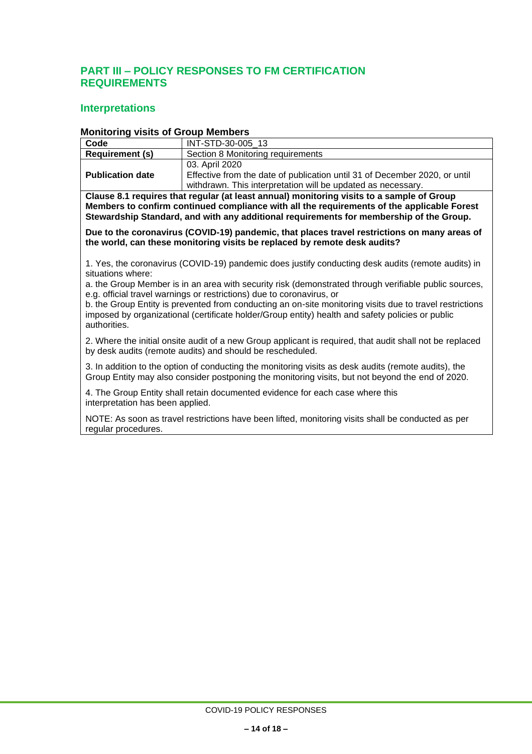## PART III – POLICY RESPONSES TO FM CERTIFICATION REQUIREMENTS

### Interpretations

#### Monitoring visits of Group Members

| **Code** | INT-STD-30-005_13 |
|---|---|
| **Requirement (s)** | Section 8 Monitoring requirements |
| **Publication date** | 03. April 2020<br>Effective from the date of publication until 31 of December 2020, or until withdrawn. This interpretation will be updated as necessary. |

**Clause 8.1 requires that regular (at least annual) monitoring visits to a sample of Group Members to confirm continued compliance with all the requirements of the applicable Forest Stewardship Standard, and with any additional requirements for membership of the Group.**

**Due to the coronavirus (COVID-19) pandemic, that places travel restrictions on many areas of the world, can these monitoring visits be replaced by remote desk audits?**

1. Yes, the coronavirus (COVID-19) pandemic does justify conducting desk audits (remote audits) in situations where:
   a. the Group Member is in an area with security risk (demonstrated through verifiable public sources, e.g. official travel warnings or restrictions) due to coronavirus, or
   b. the Group Entity is prevented from conducting an on-site monitoring visits due to travel restrictions imposed by organizational (certificate holder/Group entity) health and safety policies or public authorities.

2. Where the initial onsite audit of a new Group applicant is required, that audit shall not be replaced by desk audits (remote audits) and should be rescheduled.

3. In addition to the option of conducting the monitoring visits as desk audits (remote audits), the Group Entity may also consider postponing the monitoring visits, but not beyond the end of 2020.

4. The Group Entity shall retain documented evidence for each case where this interpretation has been applied.

NOTE: As soon as travel restrictions have been lifted, monitoring visits shall be conducted as per regular procedures.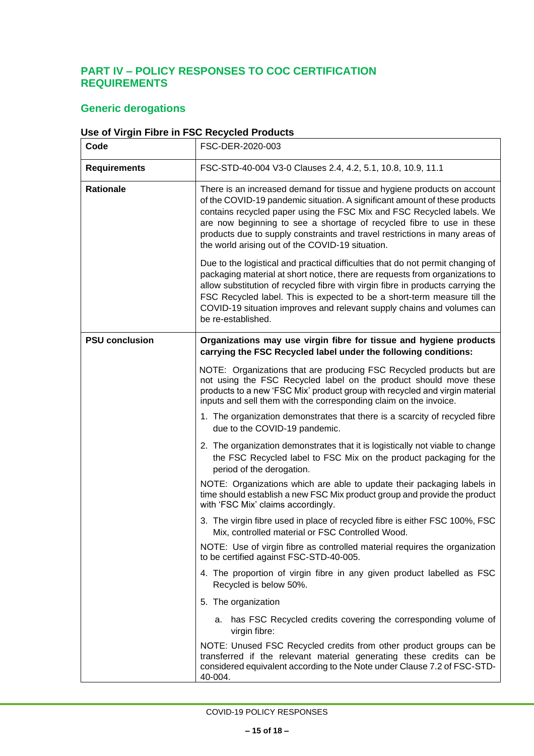## PART IV – POLICY RESPONSES TO COC CERTIFICATION REQUIREMENTS

### Generic derogations

#### Use of Virgin Fibre in FSC Recycled Products

| Code | FSC-DER-2020-003 |
|---|---|
| **Requirements** | FSC-STD-40-004 V3-0 Clauses 2.4, 4.2, 5.1, 10.8, 10.9, 11.1 |
| **Rationale** | There is an increased demand for tissue and hygiene products on account of the COVID-19 pandemic situation. A significant amount of these products contains recycled paper using the FSC Mix and FSC Recycled labels. We are now beginning to see a shortage of recycled fibre to use in these products due to supply constraints and travel restrictions in many areas of the world arising out of the COVID-19 situation.<br><br>Due to the logistical and practical difficulties that do not permit changing of packaging material at short notice, there are requests from organizations to allow substitution of recycled fibre with virgin fibre in products carrying the FSC Recycled label. This is expected to be a short-term measure till the COVID-19 situation improves and relevant supply chains and volumes can be re-established. |
| **PSU conclusion** | **Organizations may use virgin fibre for tissue and hygiene products carrying the FSC Recycled label under the following conditions:**<br><br>NOTE: Organizations that are producing FSC Recycled products but are not using the FSC Recycled label on the product should move these products to a new 'FSC Mix' product group with recycled and virgin material inputs and sell them with the corresponding claim on the invoice.<br><br>1. The organization demonstrates that there is a scarcity of recycled fibre due to the COVID-19 pandemic.<br><br>2. The organization demonstrates that it is logistically not viable to change the FSC Recycled label to FSC Mix on the product packaging for the period of the derogation.<br><br>NOTE: Organizations which are able to update their packaging labels in time should establish a new FSC Mix product group and provide the product with 'FSC Mix' claims accordingly.<br><br>3. The virgin fibre used in place of recycled fibre is either FSC 100%, FSC Mix, controlled material or FSC Controlled Wood.<br><br>NOTE: Use of virgin fibre as controlled material requires the organization to be certified against FSC-STD-40-005.<br><br>4. The proportion of virgin fibre in any given product labelled as FSC Recycled is below 50%.<br><br>5. The organization<br><br>a. has FSC Recycled credits covering the corresponding volume of virgin fibre:<br><br>NOTE: Unused FSC Recycled credits from other product groups can be transferred if the relevant material generating these credits can be considered equivalent according to the Note under Clause 7.2 of FSC-STD-40-004. |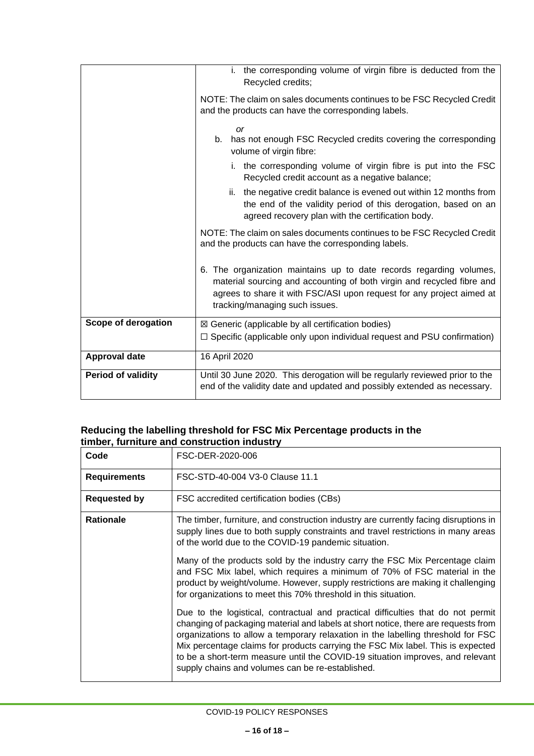| | i. the corresponding volume of virgin fibre is deducted from the Recycled credits;<br><br>NOTE: The claim on sales documents continues to be FSC Recycled Credit and the products can have the corresponding labels.<br><br>*or*<br>b. has not enough FSC Recycled credits covering the corresponding volume of virgin fibre:<br>i. the corresponding volume of virgin fibre is put into the FSC Recycled credit account as a negative balance;<br>ii. the negative credit balance is evened out within 12 months from the end of the validity period of this derogation, based on an agreed recovery plan with the certification body.<br><br>NOTE: The claim on sales documents continues to be FSC Recycled Credit and the products can have the corresponding labels.<br><br>6. The organization maintains up to date records regarding volumes, material sourcing and accounting of both virgin and recycled fibre and agrees to share it with FSC/ASI upon request for any project aimed at tracking/managing such issues. |
|---|---|
| **Scope of derogation** | ☒ Generic (applicable by all certification bodies)<br>☐ Specific (applicable only upon individual request and PSU confirmation) |
| **Approval date** | 16 April 2020 |
| **Period of validity** | Until 30 June 2020. This derogation will be regularly reviewed prior to the end of the validity date and updated and possibly extended as necessary. |

## Reducing the labelling threshold for FSC Mix Percentage products in the timber, furniture and construction industry

| **Code** | FSC-DER-2020-006 |
|---|---|
| **Requirements** | FSC-STD-40-004 V3-0 Clause 11.1 |
| **Requested by** | FSC accredited certification bodies (CBs) |
| **Rationale** | The timber, furniture, and construction industry are currently facing disruptions in supply lines due to both supply constraints and travel restrictions in many areas of the world due to the COVID-19 pandemic situation.<br><br>Many of the products sold by the industry carry the FSC Mix Percentage claim and FSC Mix label, which requires a minimum of 70% of FSC material in the product by weight/volume. However, supply restrictions are making it challenging for organizations to meet this 70% threshold in this situation.<br><br>Due to the logistical, contractual and practical difficulties that do not permit changing of packaging material and labels at short notice, there are requests from organizations to allow a temporary relaxation in the labelling threshold for FSC Mix percentage claims for products carrying the FSC Mix label. This is expected to be a short-term measure until the COVID-19 situation improves, and relevant supply chains and volumes can be re-established. |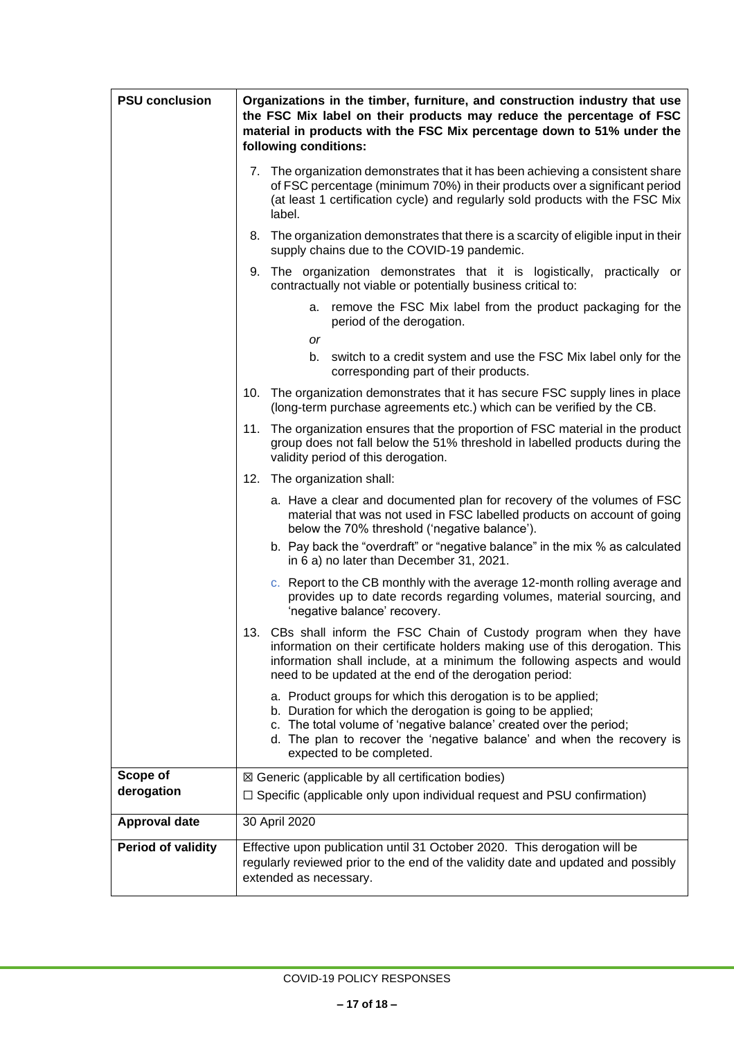| | |
|---|---|
| **PSU conclusion** | **Organizations in the timber, furniture, and construction industry that use the FSC Mix label on their products may reduce the percentage of FSC material in products with the FSC Mix percentage down to 51% under the following conditions:**<br><br>7. The organization demonstrates that it has been achieving a consistent share of FSC percentage (minimum 70%) in their products over a significant period (at least 1 certification cycle) and regularly sold products with the FSC Mix label.<br><br>8. The organization demonstrates that there is a scarcity of eligible input in their supply chains due to the COVID-19 pandemic.<br><br>9. The organization demonstrates that it is logistically, practically or contractually not viable or potentially business critical to:<br>a. remove the FSC Mix label from the product packaging for the period of the derogation.<br>*or*<br>b. switch to a credit system and use the FSC Mix label only for the corresponding part of their products.<br><br>10. The organization demonstrates that it has secure FSC supply lines in place (long-term purchase agreements etc.) which can be verified by the CB.<br><br>11. The organization ensures that the proportion of FSC material in the product group does not fall below the 51% threshold in labelled products during the validity period of this derogation.<br><br>12. The organization shall:<br>a. Have a clear and documented plan for recovery of the volumes of FSC material that was not used in FSC labelled products on account of going below the 70% threshold ('negative balance').<br>b. Pay back the "overdraft" or "negative balance" in the mix % as calculated in 6 a) no later than December 31, 2021.<br>c. Report to the CB monthly with the average 12-month rolling average and provides up to date records regarding volumes, material sourcing, and 'negative balance' recovery.<br><br>13. CBs shall inform the FSC Chain of Custody program when they have information on their certificate holders making use of this derogation. This information shall include, at a minimum the following aspects and would need to be updated at the end of the derogation period:<br>a. Product groups for which this derogation is to be applied;<br>b. Duration for which the derogation is going to be applied;<br>c. The total volume of 'negative balance' created over the period;<br>d. The plan to recover the 'negative balance' and when the recovery is expected to be completed. |
| **Scope of derogation** | ☒ Generic (applicable by all certification bodies)<br>☐ Specific (applicable only upon individual request and PSU confirmation) |
| **Approval date** | 30 April 2020 |
| **Period of validity** | Effective upon publication until 31 October 2020. This derogation will be regularly reviewed prior to the end of the validity date and updated and possibly extended as necessary. |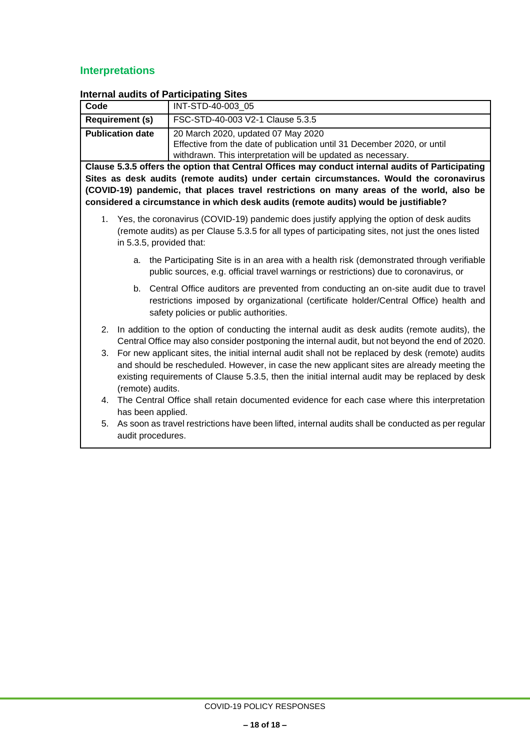## Interpretations

### Internal audits of Participating Sites

| | |
|---|---|
| **Code** | INT-STD-40-003_05 |
| **Requirement (s)** | FSC-STD-40-003 V2-1 Clause 5.3.5 |
| **Publication date** | 20 March 2020, updated 07 May 2020<br>Effective from the date of publication until 31 December 2020, or until withdrawn. This interpretation will be updated as necessary. |

**Clause 5.3.5 offers the option that Central Offices may conduct internal audits of Participating Sites as desk audits (remote audits) under certain circumstances. Would the coronavirus (COVID-19) pandemic, that places travel restrictions on many areas of the world, also be considered a circumstance in which desk audits (remote audits) would be justifiable?**

1. Yes, the coronavirus (COVID-19) pandemic does justify applying the option of desk audits (remote audits) as per Clause 5.3.5 for all types of participating sites, not just the ones listed in 5.3.5, provided that:
   a. the Participating Site is in an area with a health risk (demonstrated through verifiable public sources, e.g. official travel warnings or restrictions) due to coronavirus, or
   b. Central Office auditors are prevented from conducting an on-site audit due to travel restrictions imposed by organizational (certificate holder/Central Office) health and safety policies or public authorities.
2. In addition to the option of conducting the internal audit as desk audits (remote audits), the Central Office may also consider postponing the internal audit, but not beyond the end of 2020.
3. For new applicant sites, the initial internal audit shall not be replaced by desk (remote) audits and should be rescheduled. However, in case the new applicant sites are already meeting the existing requirements of Clause 5.3.5, then the initial internal audit may be replaced by desk (remote) audits.
4. The Central Office shall retain documented evidence for each case where this interpretation has been applied.
5. As soon as travel restrictions have been lifted, internal audits shall be conducted as per regular audit procedures.